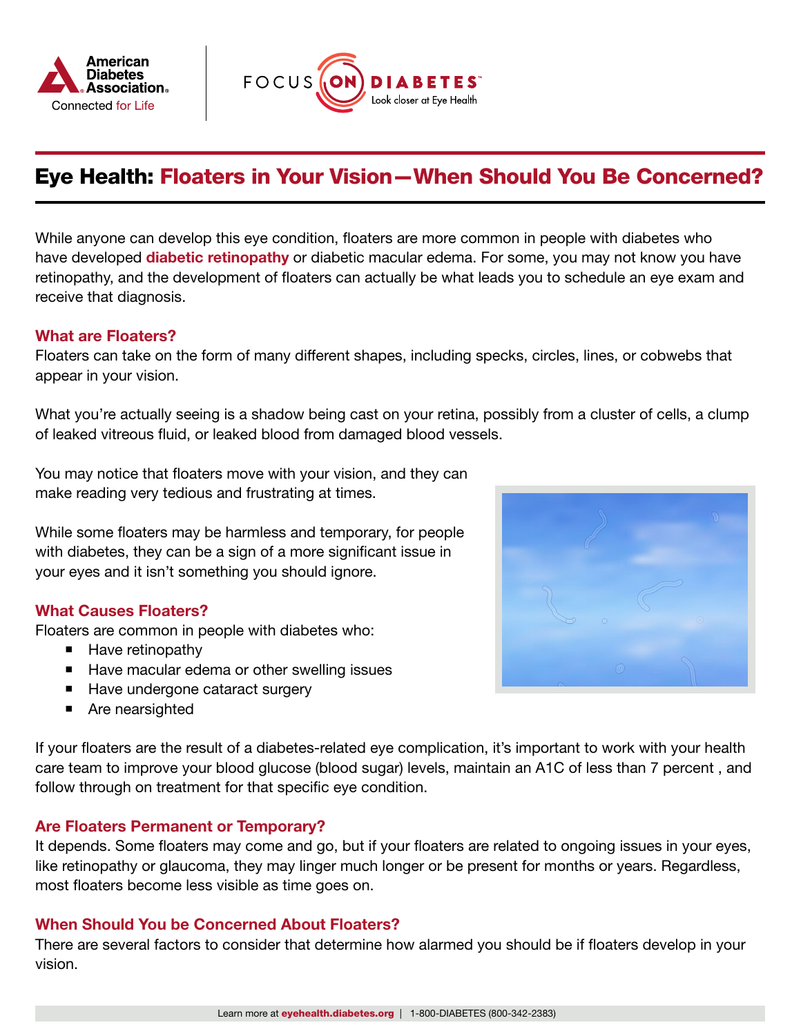# Eye Health: Floaters in Your Vision—When Should You Be Concerned?

While anyone can develop this eye condition, floaters are more common in people with diabetes who have developed **diabetic retinopathy** or diabetic macular edema. For some, you may not know you have retinopathy, and the development of floaters can actually be what leads you to schedule an eye exam and receive that diagnosis.

## What are Floaters?

Floaters can take on the form of many different shapes, including specks, circles, lines, or cobwebs that appear in your vision.

What you're actually seeing is a shadow being cast on your retina, possibly from a cluster of cells, a clump of leaked vitreous fluid, or leaked blood from damaged blood vessels.

You may notice that floaters move with your vision, and they can make reading very tedious and frustrating at times.

While some floaters may be harmless and temporary, for people with diabetes, they can be a sign of a more significant issue in your eyes and it isn't something you should ignore.

## What Causes Floaters?

Floaters are common in people with diabetes who:

- Have retinopathy
- Have macular edema or other swelling issues
- Have undergone cataract surgery
- Are nearsighted

If your floaters are the result of a diabetes-related eye complication, it's important to work with your health care team to improve your blood glucose (blood sugar) levels, maintain an A1C of less than 7 percent , and follow through on treatment for that specific eye condition.

## Are Floaters Permanent or Temporary?

It depends. Some floaters may come and go, but if your floaters are related to ongoing issues in your eyes, like retinopathy or glaucoma, they may linger much longer or be present for months or years. Regardless, most floaters become less visible as time goes on.

## When Should You be Concerned About Floaters?

There are several factors to consider that determine how alarmed you should be if floaters develop in your vision.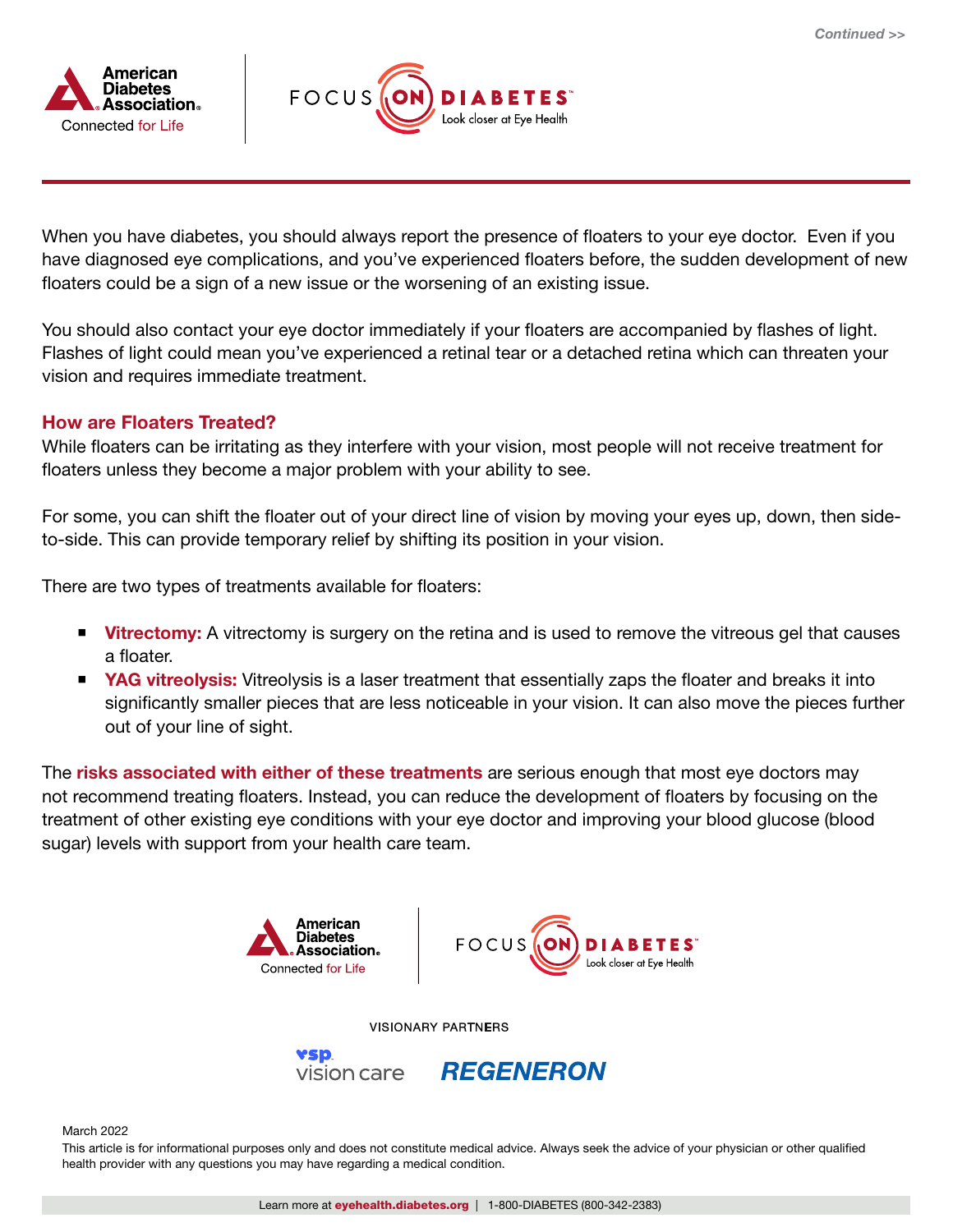When you have diabetes, you should always report the presence of floaters to your eye doctor. Even if you have diagnosed eye complications, and you've experienced floaters before, the sudden development of new floaters could be a sign of a new issue or the worsening of an existing issue.

You should also contact your eye doctor immediately if your floaters are accompanied by flashes of light. Flashes of light could mean you've experienced a retinal tear or a detached retina which can threaten your vision and requires immediate treatment.

## How are Floaters Treated?

While floaters can be irritating as they interfere with your vision, most people will not receive treatment for floaters unless they become a major problem with your ability to see.

For some, you can shift the floater out of your direct line of vision by moving your eyes up, down, then side-to-side. This can provide temporary relief by shifting its position in your vision.

There are two types of treatments available for floaters:

- **Vitrectomy:** A vitrectomy is surgery on the retina and is used to remove the vitreous gel that causes a floater.
- **YAG vitreolysis:** Vitreolysis is a laser treatment that essentially zaps the floater and breaks it into significantly smaller pieces that are less noticeable in your vision. It can also move the pieces further out of your line of sight.

The **risks associated with either of these treatments** are serious enough that most eye doctors may not recommend treating floaters. Instead, you can reduce the development of floaters by focusing on the treatment of other existing eye conditions with your eye doctor and improving your blood glucose (blood sugar) levels with support from your health care team.

VISIONARY PARTNERS

vsp vision care

REGENERON

March 2022

This article is for informational purposes only and does not constitute medical advice. Always seek the advice of your physician or other qualified health provider with any questions you may have regarding a medical condition.

Learn more at **eyehealth.diabetes.org** | 1-800-DIABETES (800-342-2383)